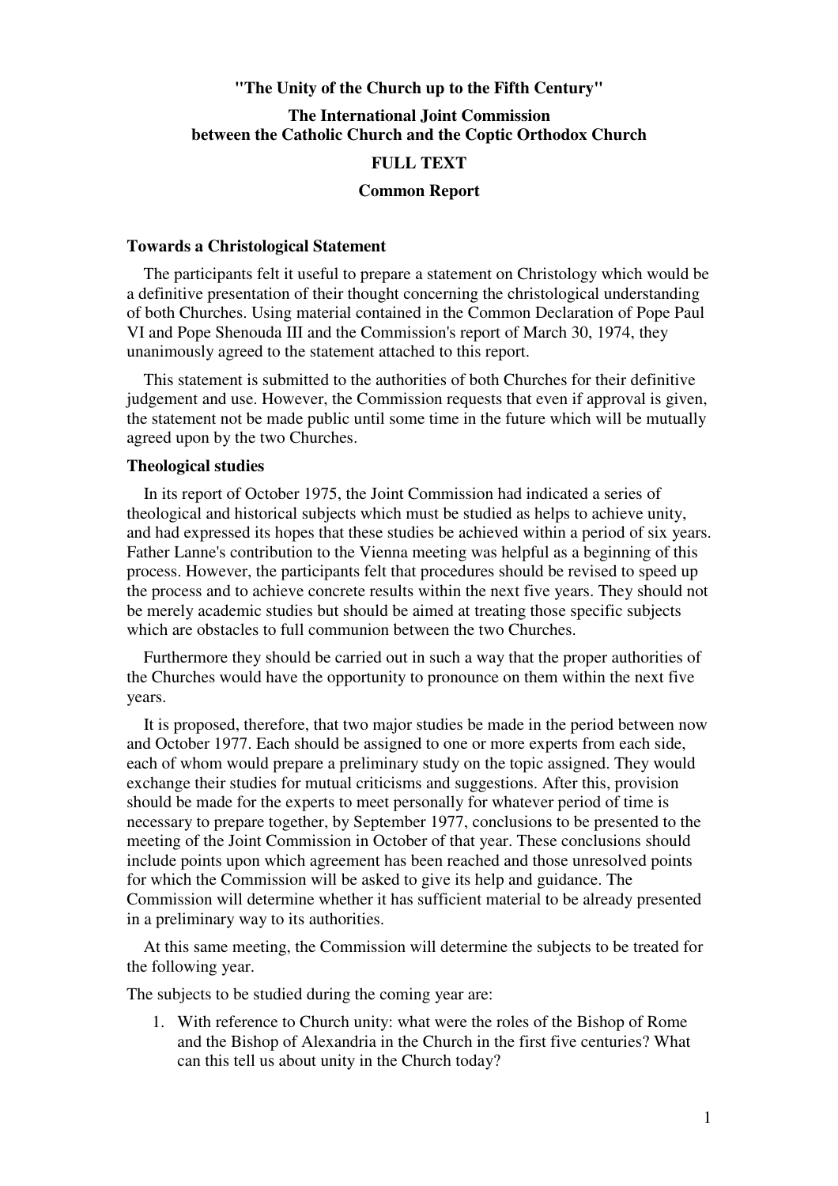# "The Unity of the Church up to the Fifth Century"

## The International Joint Commission between the Catholic Church and the Coptic Orthodox Church

## FULL TEXT

## Common Report

### Towards a Christological Statement

The participants felt it useful to prepare a statement on Christology which would be a definitive presentation of their thought concerning the christological understanding of both Churches. Using material contained in the Common Declaration of Pope Paul VI and Pope Shenouda III and the Commission's report of March 30, 1974, they unanimously agreed to the statement attached to this report.

This statement is submitted to the authorities of both Churches for their definitive judgement and use. However, the Commission requests that even if approval is given, the statement not be made public until some time in the future which will be mutually agreed upon by the two Churches.

### Theological studies

In its report of October 1975, the Joint Commission had indicated a series of theological and historical subjects which must be studied as helps to achieve unity, and had expressed its hopes that these studies be achieved within a period of six years. Father Lanne's contribution to the Vienna meeting was helpful as a beginning of this process. However, the participants felt that procedures should be revised to speed up the process and to achieve concrete results within the next five years. They should not be merely academic studies but should be aimed at treating those specific subjects which are obstacles to full communion between the two Churches.

Furthermore they should be carried out in such a way that the proper authorities of the Churches would have the opportunity to pronounce on them within the next five years.

It is proposed, therefore, that two major studies be made in the period between now and October 1977. Each should be assigned to one or more experts from each side, each of whom would prepare a preliminary study on the topic assigned. They would exchange their studies for mutual criticisms and suggestions. After this, provision should be made for the experts to meet personally for whatever period of time is necessary to prepare together, by September 1977, conclusions to be presented to the meeting of the Joint Commission in October of that year. These conclusions should include points upon which agreement has been reached and those unresolved points for which the Commission will be asked to give its help and guidance. The Commission will determine whether it has sufficient material to be already presented in a preliminary way to its authorities.

At this same meeting, the Commission will determine the subjects to be treated for the following year.

The subjects to be studied during the coming year are:

1. With reference to Church unity: what were the roles of the Bishop of Rome and the Bishop of Alexandria in the Church in the first five centuries? What can this tell us about unity in the Church today?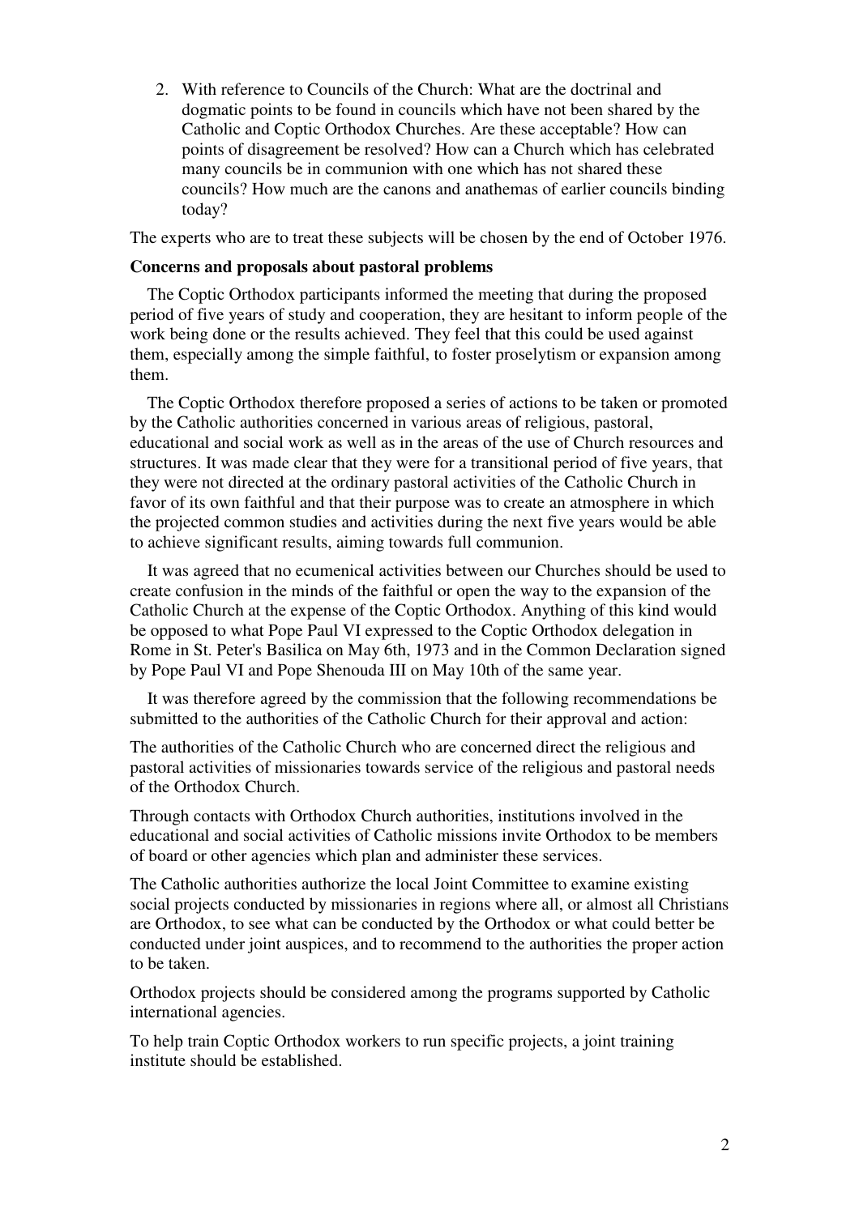2. With reference to Councils of the Church: What are the doctrinal and dogmatic points to be found in councils which have not been shared by the Catholic and Coptic Orthodox Churches. Are these acceptable? How can points of disagreement be resolved? How can a Church which has celebrated many councils be in communion with one which has not shared these councils? How much are the canons and anathemas of earlier councils binding today?

The experts who are to treat these subjects will be chosen by the end of October 1976.

**Concerns and proposals about pastoral problems**

The Coptic Orthodox participants informed the meeting that during the proposed period of five years of study and cooperation, they are hesitant to inform people of the work being done or the results achieved. They feel that this could be used against them, especially among the simple faithful, to foster proselytism or expansion among them.

The Coptic Orthodox therefore proposed a series of actions to be taken or promoted by the Catholic authorities concerned in various areas of religious, pastoral, educational and social work as well as in the areas of the use of Church resources and structures. It was made clear that they were for a transitional period of five years, that they were not directed at the ordinary pastoral activities of the Catholic Church in favor of its own faithful and that their purpose was to create an atmosphere in which the projected common studies and activities during the next five years would be able to achieve significant results, aiming towards full communion.

It was agreed that no ecumenical activities between our Churches should be used to create confusion in the minds of the faithful or open the way to the expansion of the Catholic Church at the expense of the Coptic Orthodox. Anything of this kind would be opposed to what Pope Paul VI expressed to the Coptic Orthodox delegation in Rome in St. Peter's Basilica on May 6th, 1973 and in the Common Declaration signed by Pope Paul VI and Pope Shenouda III on May 10th of the same year.

It was therefore agreed by the commission that the following recommendations be submitted to the authorities of the Catholic Church for their approval and action:

The authorities of the Catholic Church who are concerned direct the religious and pastoral activities of missionaries towards service of the religious and pastoral needs of the Orthodox Church.

Through contacts with Orthodox Church authorities, institutions involved in the educational and social activities of Catholic missions invite Orthodox to be members of board or other agencies which plan and administer these services.

The Catholic authorities authorize the local Joint Committee to examine existing social projects conducted by missionaries in regions where all, or almost all Christians are Orthodox, to see what can be conducted by the Orthodox or what could better be conducted under joint auspices, and to recommend to the authorities the proper action to be taken.

Orthodox projects should be considered among the programs supported by Catholic international agencies.

To help train Coptic Orthodox workers to run specific projects, a joint training institute should be established.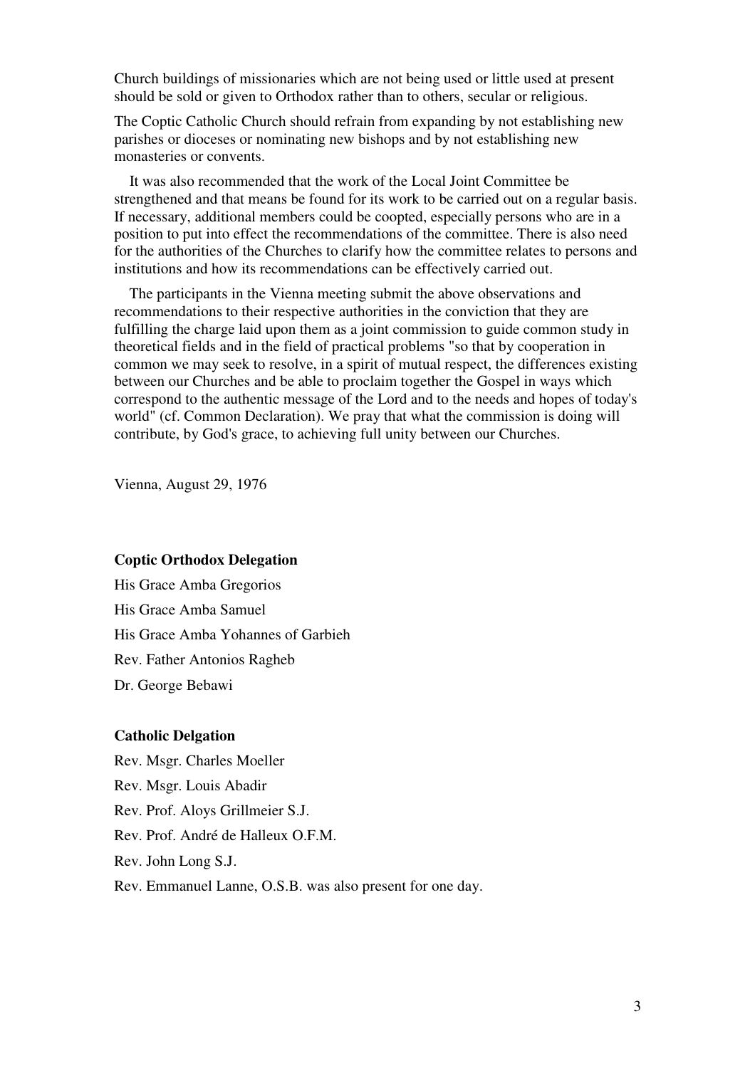Church buildings of missionaries which are not being used or little used at present should be sold or given to Orthodox rather than to others, secular or religious.

The Coptic Catholic Church should refrain from expanding by not establishing new parishes or dioceses or nominating new bishops and by not establishing new monasteries or convents.

It was also recommended that the work of the Local Joint Committee be strengthened and that means be found for its work to be carried out on a regular basis. If necessary, additional members could be coopted, especially persons who are in a position to put into effect the recommendations of the committee. There is also need for the authorities of the Churches to clarify how the committee relates to persons and institutions and how its recommendations can be effectively carried out.

The participants in the Vienna meeting submit the above observations and recommendations to their respective authorities in the conviction that they are fulfilling the charge laid upon them as a joint commission to guide common study in theoretical fields and in the field of practical problems "so that by cooperation in common we may seek to resolve, in a spirit of mutual respect, the differences existing between our Churches and be able to proclaim together the Gospel in ways which correspond to the authentic message of the Lord and to the needs and hopes of today's world" (cf. Common Declaration). We pray that what the commission is doing will contribute, by God's grace, to achieving full unity between our Churches.

Vienna, August 29, 1976

**Coptic Orthodox Delegation**

His Grace Amba Gregorios

His Grace Amba Samuel

His Grace Amba Yohannes of Garbieh

Rev. Father Antonios Ragheb

Dr. George Bebawi

**Catholic Delgation**

Rev. Msgr. Charles Moeller

Rev. Msgr. Louis Abadir

Rev. Prof. Aloys Grillmeier S.J.

Rev. Prof. André de Halleux O.F.M.

Rev. John Long S.J.

Rev. Emmanuel Lanne, O.S.B. was also present for one day.